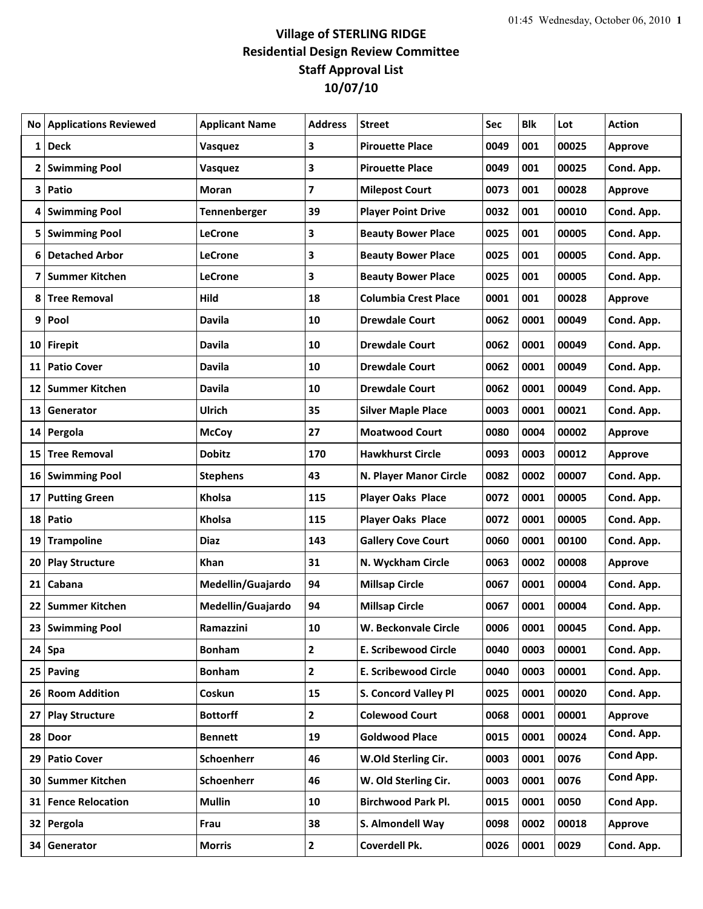# Village of STERLING RIDGE
## Residential Design Review Committee
## Staff Approval List
## 10/07/10

| No | Applications Reviewed | Applicant Name | Address | Street | Sec | Blk | Lot | Action |
|---|---|---|---|---|---|---|---|---|
| 1 | Deck | Vasquez | 3 | Pirouette Place | 0049 | 001 | 00025 | Approve |
| 2 | Swimming Pool | Vasquez | 3 | Pirouette Place | 0049 | 001 | 00025 | Cond. App. |
| 3 | Patio | Moran | 7 | Milepost Court | 0073 | 001 | 00028 | Approve |
| 4 | Swimming Pool | Tennenberger | 39 | Player Point Drive | 0032 | 001 | 00010 | Cond. App. |
| 5 | Swimming Pool | LeCrone | 3 | Beauty Bower Place | 0025 | 001 | 00005 | Cond. App. |
| 6 | Detached Arbor | LeCrone | 3 | Beauty Bower Place | 0025 | 001 | 00005 | Cond. App. |
| 7 | Summer Kitchen | LeCrone | 3 | Beauty Bower Place | 0025 | 001 | 00005 | Cond. App. |
| 8 | Tree Removal | Hild | 18 | Columbia Crest Place | 0001 | 001 | 00028 | Approve |
| 9 | Pool | Davila | 10 | Drewdale Court | 0062 | 0001 | 00049 | Cond. App. |
| 10 | Firepit | Davila | 10 | Drewdale Court | 0062 | 0001 | 00049 | Cond. App. |
| 11 | Patio Cover | Davila | 10 | Drewdale Court | 0062 | 0001 | 00049 | Cond. App. |
| 12 | Summer Kitchen | Davila | 10 | Drewdale Court | 0062 | 0001 | 00049 | Cond. App. |
| 13 | Generator | Ulrich | 35 | Silver Maple Place | 0003 | 0001 | 00021 | Cond. App. |
| 14 | Pergola | McCoy | 27 | Moatwood Court | 0080 | 0004 | 00002 | Approve |
| 15 | Tree Removal | Dobitz | 170 | Hawkhurst Circle | 0093 | 0003 | 00012 | Approve |
| 16 | Swimming Pool | Stephens | 43 | N. Player Manor Circle | 0082 | 0002 | 00007 | Cond. App. |
| 17 | Putting Green | Kholsa | 115 | Player Oaks Place | 0072 | 0001 | 00005 | Cond. App. |
| 18 | Patio | Kholsa | 115 | Player Oaks Place | 0072 | 0001 | 00005 | Cond. App. |
| 19 | Trampoline | Diaz | 143 | Gallery Cove Court | 0060 | 0001 | 00100 | Cond. App. |
| 20 | Play Structure | Khan | 31 | N. Wyckham Circle | 0063 | 0002 | 00008 | Approve |
| 21 | Cabana | Medellin/Guajardo | 94 | Millsap Circle | 0067 | 0001 | 00004 | Cond. App. |
| 22 | Summer Kitchen | Medellin/Guajardo | 94 | Millsap Circle | 0067 | 0001 | 00004 | Cond. App. |
| 23 | Swimming Pool | Ramazzini | 10 | W. Beckonvale Circle | 0006 | 0001 | 00045 | Cond. App. |
| 24 | Spa | Bonham | 2 | E. Scribewood Circle | 0040 | 0003 | 00001 | Cond. App. |
| 25 | Paving | Bonham | 2 | E. Scribewood Circle | 0040 | 0003 | 00001 | Cond. App. |
| 26 | Room Addition | Coskun | 15 | S. Concord Valley Pl | 0025 | 0001 | 00020 | Cond. App. |
| 27 | Play Structure | Bottorff | 2 | Colewood Court | 0068 | 0001 | 00001 | Approve |
| 28 | Door | Bennett | 19 | Goldwood Place | 0015 | 0001 | 00024 | Cond. App. |
| 29 | Patio Cover | Schoenherr | 46 | W.Old Sterling Cir. | 0003 | 0001 | 0076 | Cond App. |
| 30 | Summer Kitchen | Schoenherr | 46 | W. Old Sterling Cir. | 0003 | 0001 | 0076 | Cond App. |
| 31 | Fence Relocation | Mullin | 10 | Birchwood Park Pl. | 0015 | 0001 | 0050 | Cond App. |
| 32 | Pergola | Frau | 38 | S. Almondell Way | 0098 | 0002 | 00018 | Approve |
| 34 | Generator | Morris | 2 | Coverdell Pk. | 0026 | 0001 | 0029 | Cond. App. |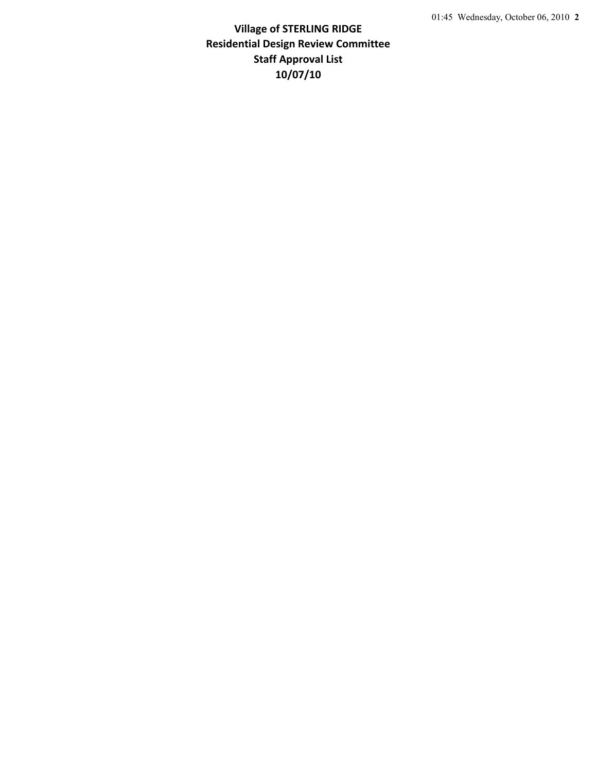**Village of STERLING RIDGE**
**Residential Design Review Committee**
**Staff Approval List**
**10/07/10**